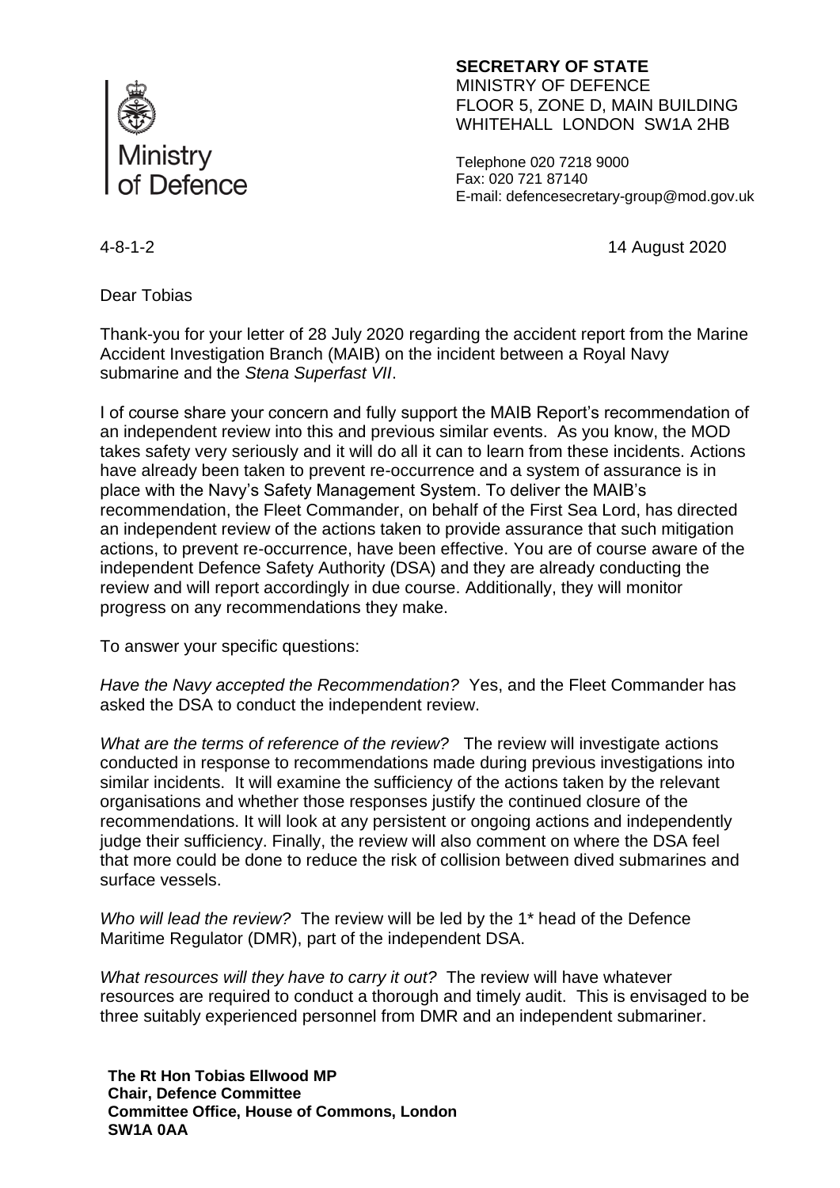Ministry of Defence

**SECRETARY OF STATE**
MINISTRY OF DEFENCE
FLOOR 5, ZONE D, MAIN BUILDING
WHITEHALL LONDON SW1A 2HB

Telephone 020 7218 9000
Fax: 020 721 87140
E-mail: defencesecretary-group@mod.gov.uk

4-8-1-2

14 August 2020

Dear Tobias

Thank-you for your letter of 28 July 2020 regarding the accident report from the Marine Accident Investigation Branch (MAIB) on the incident between a Royal Navy submarine and the *Stena Superfast VII*.

I of course share your concern and fully support the MAIB Report's recommendation of an independent review into this and previous similar events. As you know, the MOD takes safety very seriously and it will do all it can to learn from these incidents. Actions have already been taken to prevent re-occurrence and a system of assurance is in place with the Navy's Safety Management System. To deliver the MAIB's recommendation, the Fleet Commander, on behalf of the First Sea Lord, has directed an independent review of the actions taken to provide assurance that such mitigation actions, to prevent re-occurrence, have been effective. You are of course aware of the independent Defence Safety Authority (DSA) and they are already conducting the review and will report accordingly in due course. Additionally, they will monitor progress on any recommendations they make.

To answer your specific questions:

*Have the Navy accepted the Recommendation?* Yes, and the Fleet Commander has asked the DSA to conduct the independent review.

*What are the terms of reference of the review?* The review will investigate actions conducted in response to recommendations made during previous investigations into similar incidents. It will examine the sufficiency of the actions taken by the relevant organisations and whether those responses justify the continued closure of the recommendations. It will look at any persistent or ongoing actions and independently judge their sufficiency. Finally, the review will also comment on where the DSA feel that more could be done to reduce the risk of collision between dived submarines and surface vessels.

*Who will lead the review?* The review will be led by the 1* head of the Defence Maritime Regulator (DMR), part of the independent DSA.

*What resources will they have to carry it out?* The review will have whatever resources are required to conduct a thorough and timely audit. This is envisaged to be three suitably experienced personnel from DMR and an independent submariner.

**The Rt Hon Tobias Ellwood MP**
**Chair, Defence Committee**
**Committee Office, House of Commons, London**
**SW1A 0AA**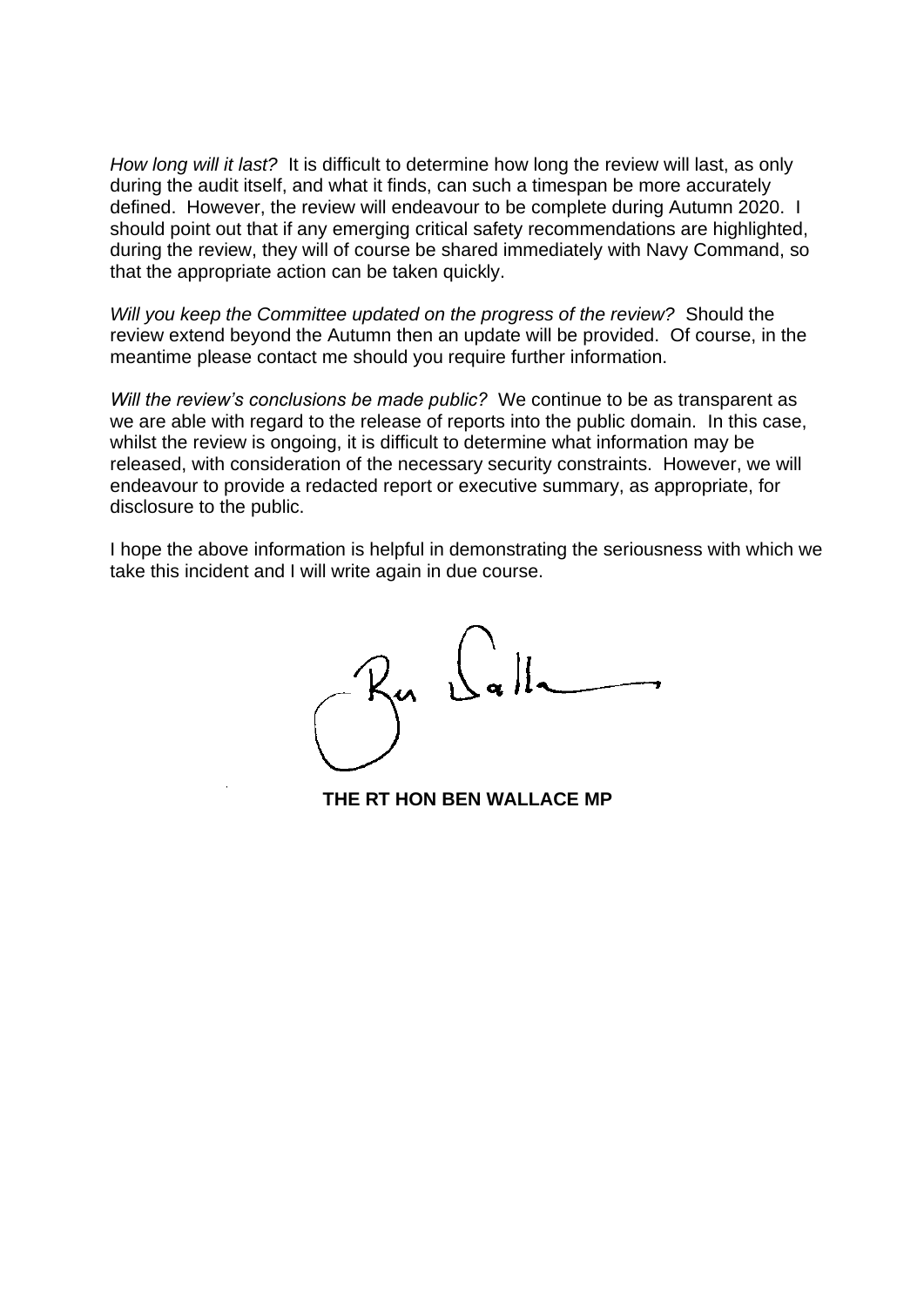*How long will it last?* It is difficult to determine how long the review will last, as only during the audit itself, and what it finds, can such a timespan be more accurately defined. However, the review will endeavour to be complete during Autumn 2020. I should point out that if any emerging critical safety recommendations are highlighted, during the review, they will of course be shared immediately with Navy Command, so that the appropriate action can be taken quickly.

*Will you keep the Committee updated on the progress of the review?* Should the review extend beyond the Autumn then an update will be provided. Of course, in the meantime please contact me should you require further information.

*Will the review's conclusions be made public?* We continue to be as transparent as we are able with regard to the release of reports into the public domain. In this case, whilst the review is ongoing, it is difficult to determine what information may be released, with consideration of the necessary security constraints. However, we will endeavour to provide a redacted report or executive summary, as appropriate, for disclosure to the public.

I hope the above information is helpful in demonstrating the seriousness with which we take this incident and I will write again in due course.

Ben Wallace

**THE RT HON BEN WALLACE MP**